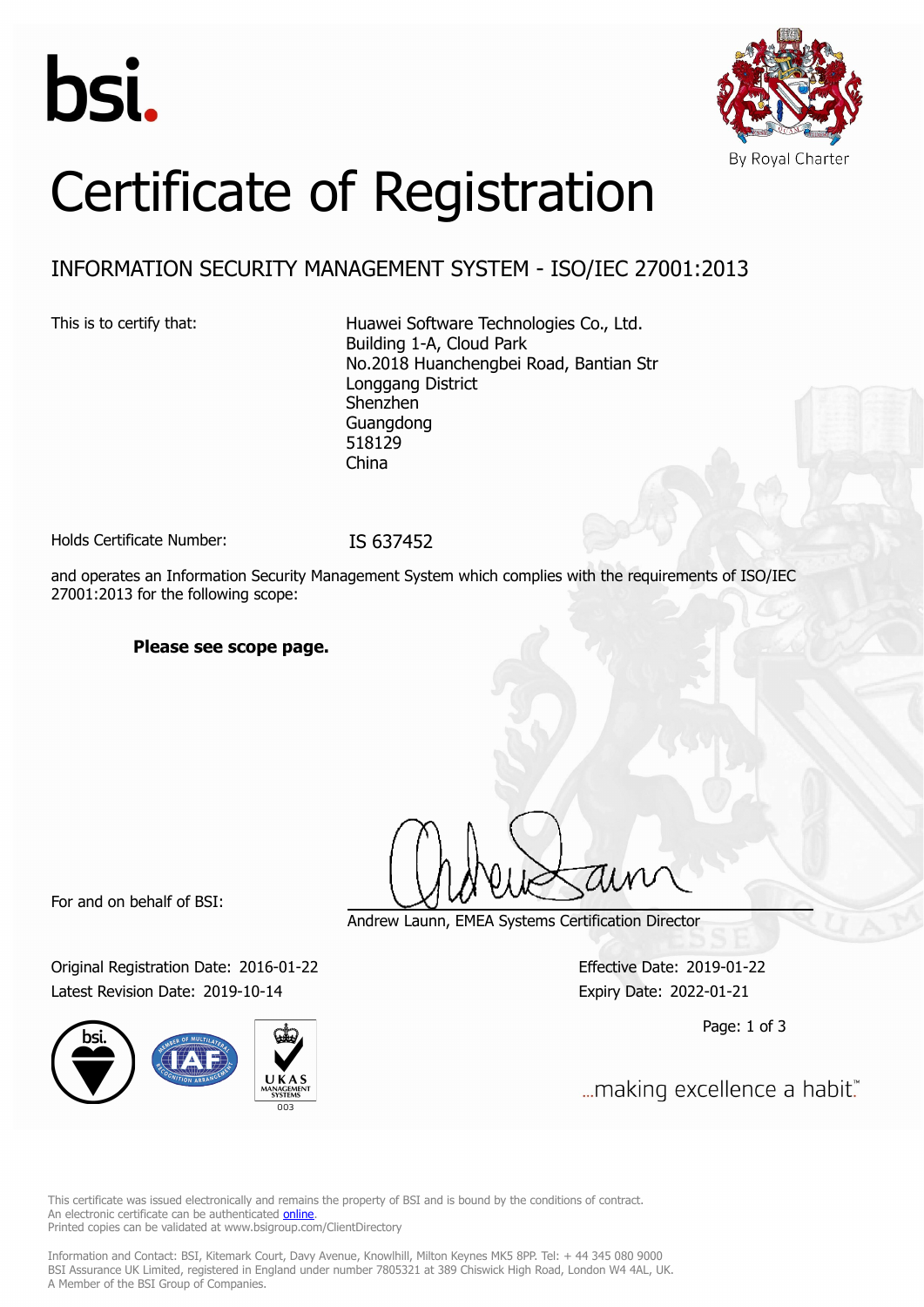bsi.

By Royal Charter

# Certificate of Registration

## INFORMATION SECURITY MANAGEMENT SYSTEM - ISO/IEC 27001:2013

This is to certify that:

Huawei Software Technologies Co., Ltd.
Building 1-A, Cloud Park
No.2018 Huanchengbei Road, Bantian Str
Longgang District
Shenzhen
Guangdong
518129
China

Holds Certificate Number: IS 637452

and operates an Information Security Management System which complies with the requirements of ISO/IEC 27001:2013 for the following scope:

**Please see scope page.**

For and on behalf of BSI:

Andrew Launn, EMEA Systems Certification Director

Original Registration Date: 2016-01-22
Latest Revision Date: 2019-10-14

Effective Date: 2019-01-22
Expiry Date: 2022-01-21

...making excellence a habit.™

This certificate was issued electronically and remains the property of BSI and is bound by the conditions of contract.
An electronic certificate can be authenticated online.
Printed copies can be validated at www.bsigroup.com/ClientDirectory

Information and Contact: BSI, Kitemark Court, Davy Avenue, Knowlhill, Milton Keynes MK5 8PP. Tel: + 44 345 080 9000
BSI Assurance UK Limited, registered in England under number 7805321 at 389 Chiswick High Road, London W4 4AL, UK.
A Member of the BSI Group of Companies.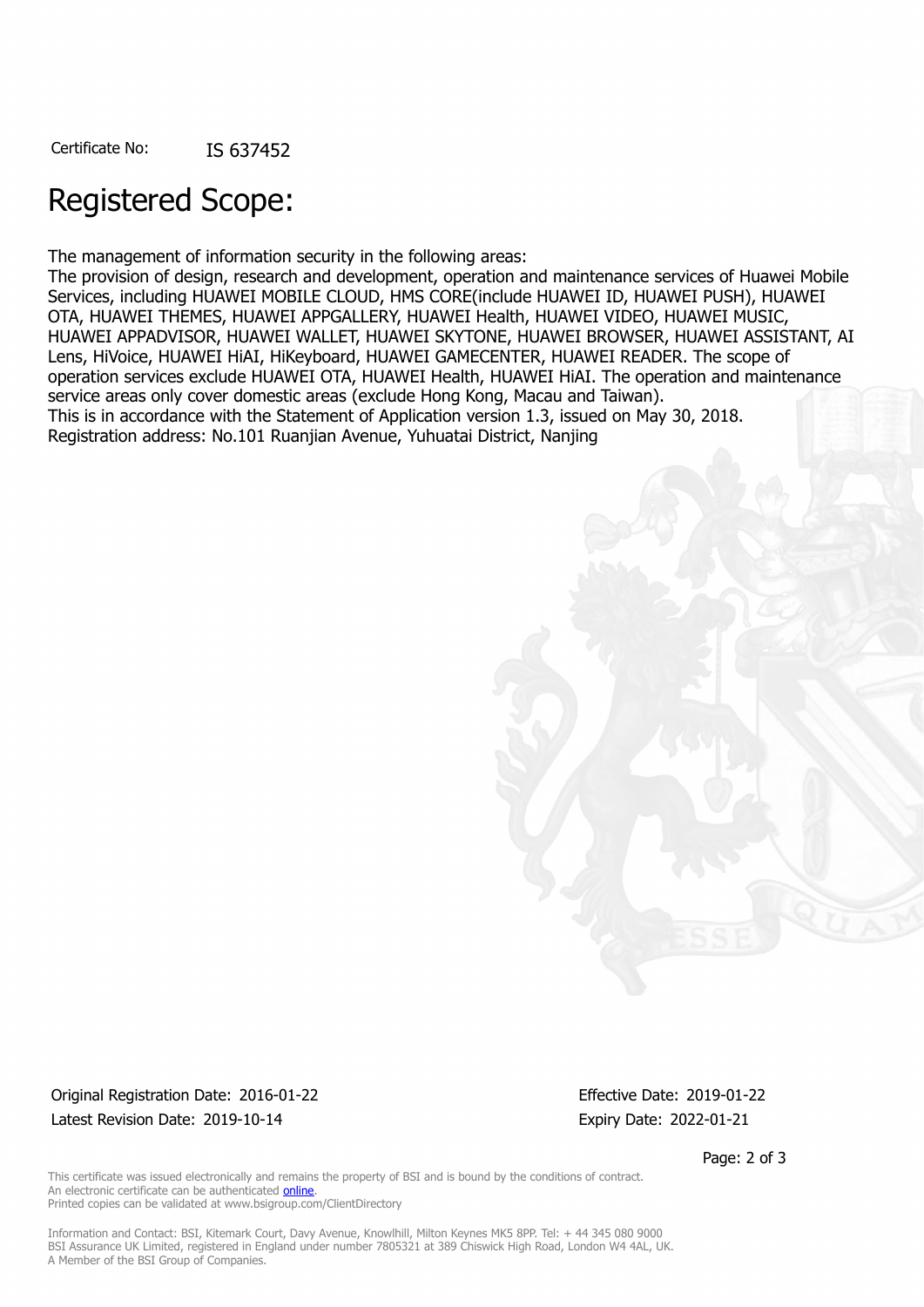Certificate No: IS 637452

# Registered Scope:

The management of information security in the following areas:
The provision of design, research and development, operation and maintenance services of Huawei Mobile Services, including HUAWEI MOBILE CLOUD, HMS CORE(include HUAWEI ID, HUAWEI PUSH), HUAWEI OTA, HUAWEI THEMES, HUAWEI APPGALLERY, HUAWEI Health, HUAWEI VIDEO, HUAWEI MUSIC, HUAWEI APPADVISOR, HUAWEI WALLET, HUAWEI SKYTONE, HUAWEI BROWSER, HUAWEI ASSISTANT, AI Lens, HiVoice, HUAWEI HiAI, HiKeyboard, HUAWEI GAMECENTER, HUAWEI READER. The scope of operation services exclude HUAWEI OTA, HUAWEI Health, HUAWEI HiAI. The operation and maintenance service areas only cover domestic areas (exclude Hong Kong, Macau and Taiwan).
This is in accordance with the Statement of Application version 1.3, issued on May 30, 2018.
Registration address: No.101 Ruanjian Avenue, Yuhuatai District, Nanjing

Original Registration Date: 2016-01-22
Latest Revision Date: 2019-10-14

Effective Date: 2019-01-22
Expiry Date: 2022-01-21

This certificate was issued electronically and remains the property of BSI and is bound by the conditions of contract.
An electronic certificate can be authenticated online.
Printed copies can be validated at www.bsigroup.com/ClientDirectory

Information and Contact: BSI, Kitemark Court, Davy Avenue, Knowlhill, Milton Keynes MK5 8PP. Tel: + 44 345 080 9000
BSI Assurance UK Limited, registered in England under number 7805321 at 389 Chiswick High Road, London W4 4AL, UK.
A Member of the BSI Group of Companies.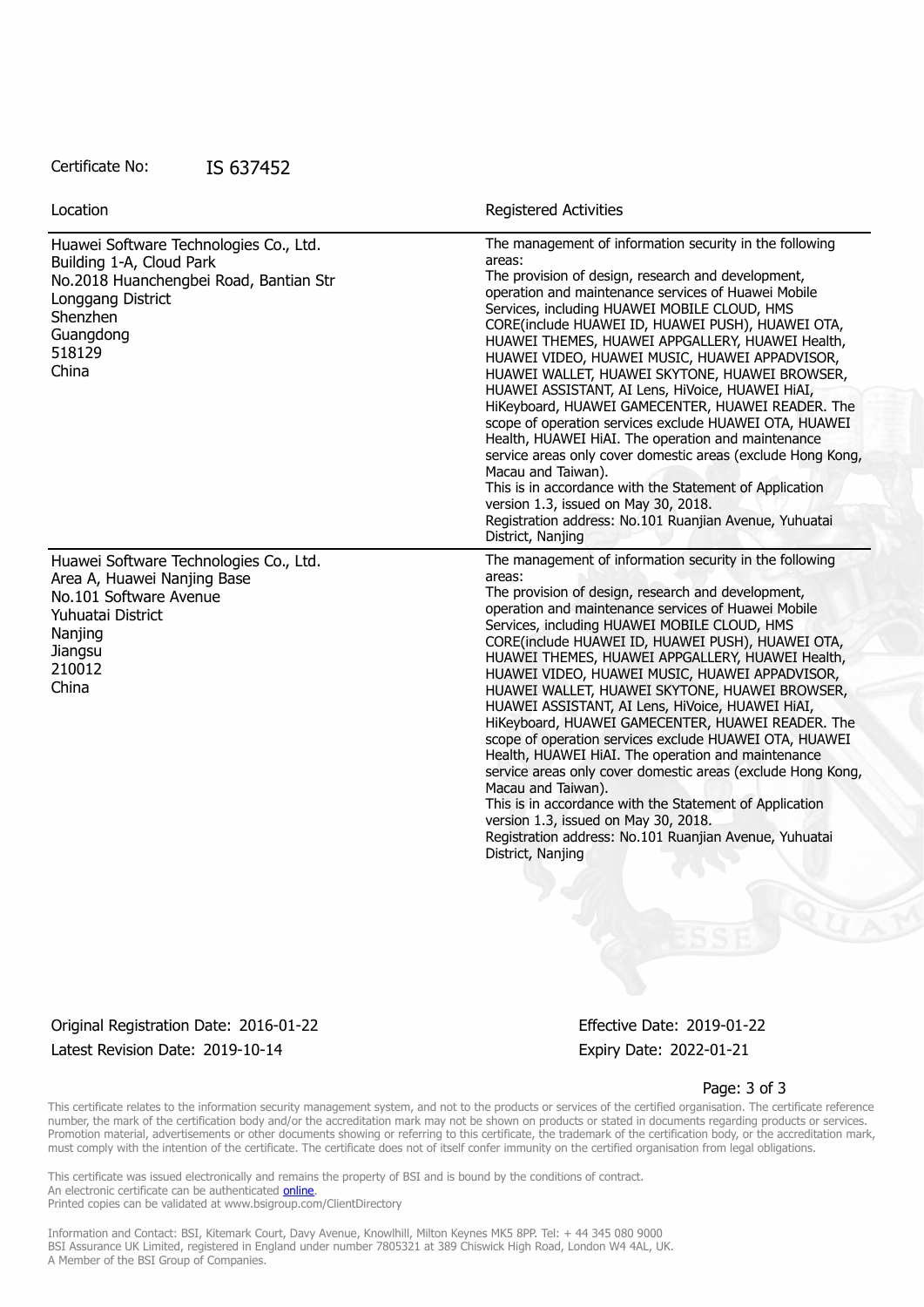Certificate No: IS 637452

| Location | Registered Activities |
| --- | --- |
| Huawei Software Technologies Co., Ltd.<br>Building 1-A, Cloud Park<br>No.2018 Huanchengbei Road, Bantian Str<br>Longgang District<br>Shenzhen<br>Guangdong<br>518129<br>China | The management of information security in the following areas:<br>The provision of design, research and development, operation and maintenance services of Huawei Mobile Services, including HUAWEI MOBILE CLOUD, HMS CORE(include HUAWEI ID, HUAWEI PUSH), HUAWEI OTA, HUAWEI THEMES, HUAWEI APPGALLERY, HUAWEI Health, HUAWEI VIDEO, HUAWEI MUSIC, HUAWEI APPADVISOR, HUAWEI WALLET, HUAWEI SKYTONE, HUAWEI BROWSER, HUAWEI ASSISTANT, AI Lens, HiVoice, HUAWEI HiAI, HiKeyboard, HUAWEI GAMECENTER, HUAWEI READER. The scope of operation services exclude HUAWEI OTA, HUAWEI Health, HUAWEI HiAI. The operation and maintenance service areas only cover domestic areas (exclude Hong Kong, Macau and Taiwan).<br>This is in accordance with the Statement of Application version 1.3, issued on May 30, 2018.<br>Registration address: No.101 Ruanjian Avenue, Yuhuatai District, Nanjing |
| Huawei Software Technologies Co., Ltd.<br>Area A, Huawei Nanjing Base<br>No.101 Software Avenue<br>Yuhuatai District<br>Nanjing<br>Jiangsu<br>210012<br>China | The management of information security in the following areas:<br>The provision of design, research and development, operation and maintenance services of Huawei Mobile Services, including HUAWEI MOBILE CLOUD, HMS CORE(include HUAWEI ID, HUAWEI PUSH), HUAWEI OTA, HUAWEI THEMES, HUAWEI APPGALLERY, HUAWEI Health, HUAWEI VIDEO, HUAWEI MUSIC, HUAWEI APPADVISOR, HUAWEI WALLET, HUAWEI SKYTONE, HUAWEI BROWSER, HUAWEI ASSISTANT, AI Lens, HiVoice, HUAWEI HiAI, HiKeyboard, HUAWEI GAMECENTER, HUAWEI READER. The scope of operation services exclude HUAWEI OTA, HUAWEI Health, HUAWEI HiAI. The operation and maintenance service areas only cover domestic areas (exclude Hong Kong, Macau and Taiwan).<br>This is in accordance with the Statement of Application version 1.3, issued on May 30, 2018.<br>Registration address: No.101 Ruanjian Avenue, Yuhuatai District, Nanjing |

Original Registration Date: 2016-01-22
Latest Revision Date: 2019-10-14

Effective Date: 2019-01-22
Expiry Date: 2022-01-21

This certificate relates to the information security management system, and not to the products or services of the certified organisation. The certificate reference number, the mark of the certification body and/or the accreditation mark may not be shown on products or stated in documents regarding products or services. Promotion material, advertisements or other documents showing or referring to this certificate, the trademark of the certification body, or the accreditation mark, must comply with the intention of the certificate. The certificate does not of itself confer immunity on the certified organisation from legal obligations.

This certificate was issued electronically and remains the property of BSI and is bound by the conditions of contract.
An electronic certificate can be authenticated online.
Printed copies can be validated at www.bsigroup.com/ClientDirectory

Information and Contact: BSI, Kitemark Court, Davy Avenue, Knowlhill, Milton Keynes MK5 8PP. Tel: + 44 345 080 9000
BSI Assurance UK Limited, registered in England under number 7805321 at 389 Chiswick High Road, London W4 4AL, UK.
A Member of the BSI Group of Companies.